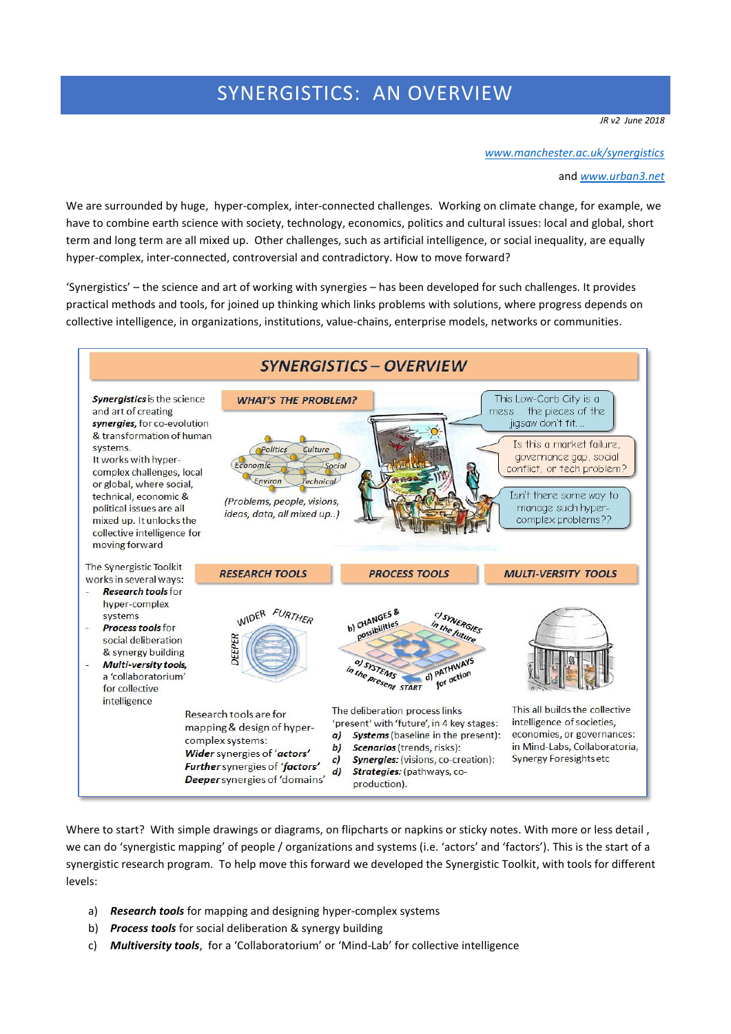# SYNERGISTICS: AN OVERVIEW

JR v2 June 2018

www.manchester.ac.uk/synergistics

and www.urban3.net

We are surrounded by huge, hyper-complex, inter-connected challenges. Working on climate change, for example, we have to combine earth science with society, technology, economics, politics and cultural issues: local and global, short term and long term are all mixed up. Other challenges, such as artificial intelligence, or social inequality, are equally hyper-complex, inter-connected, controversial and contradictory. How to move forward?

'Synergistics' – the science and art of working with synergies – has been developed for such challenges. It provides practical methods and tools, for joined up thinking which links problems with solutions, where progress depends on collective intelligence, in organizations, institutions, value-chains, enterprise models, networks or communities.

## SYNERGISTICS – OVERVIEW

***Synergistics*** is the science and art of creating ***synergies***, for co-evolution & transformation of human systems. It works with hyper-complex challenges, local or global, where social, technical, economic & political issues are all mixed up. It unlocks the collective intelligence for moving forward

### WHAT'S THE PROBLEM?

Politics, Culture, Economic, Social, Environ, Technical

*(Problems, people, visions, ideas, data, all mixed up..)*

This Low-Carb City is a mess… the pieces of the jigsaw don't fit…

Is this a market failure, governance gap, social conflict, or tech problem?

Isn't there some way to manage such hyper-complex problems??

The Synergistic Toolkit works in several ways:

- ***Research tools*** for hyper-complex systems
- ***Process tools*** for social deliberation & synergy building
- ***Multi-versity tools,*** a 'collaboratorium' for collective intelligence

### RESEARCH TOOLS

WIDER, FURTHER, DEEPER

Research tools are for mapping & design of hyper-complex systems:
***Wider*** synergies of ***'actors'***
***Further*** synergies of ***'factors'***
***Deeper*** synergies of 'domains'

### PROCESS TOOLS

a) SYSTEMS in the present (START), b) CHANGES & possibilities, c) SYNERGIES in the future, d) PATHWAYS for action

The deliberation process links 'present' with 'future', in 4 key stages:

a) ***Systems*** (baseline in the present):
b) ***Scenarios*** (trends, risks):
c) ***Synergies:*** (visions, co-creation):
d) ***Strategies:*** (pathways, co-production).

### MULTI-VERSITY TOOLS

This all builds the collective intelligence of societies, economies, or governances: in Mind-Labs, Collaboratoria, Synergy Foresights etc

Where to start? With simple drawings or diagrams, on flipcharts or napkins or sticky notes. With more or less detail, we can do 'synergistic mapping' of people / organizations and systems (i.e. 'actors' and 'factors'). This is the start of a synergistic research program. To help move this forward we developed the Synergistic Toolkit, with tools for different levels:

a) ***Research tools*** for mapping and designing hyper-complex systems
b) ***Process tools*** for social deliberation & synergy building
c) ***Multiversity tools***, for a 'Collaboratorium' or 'Mind-Lab' for collective intelligence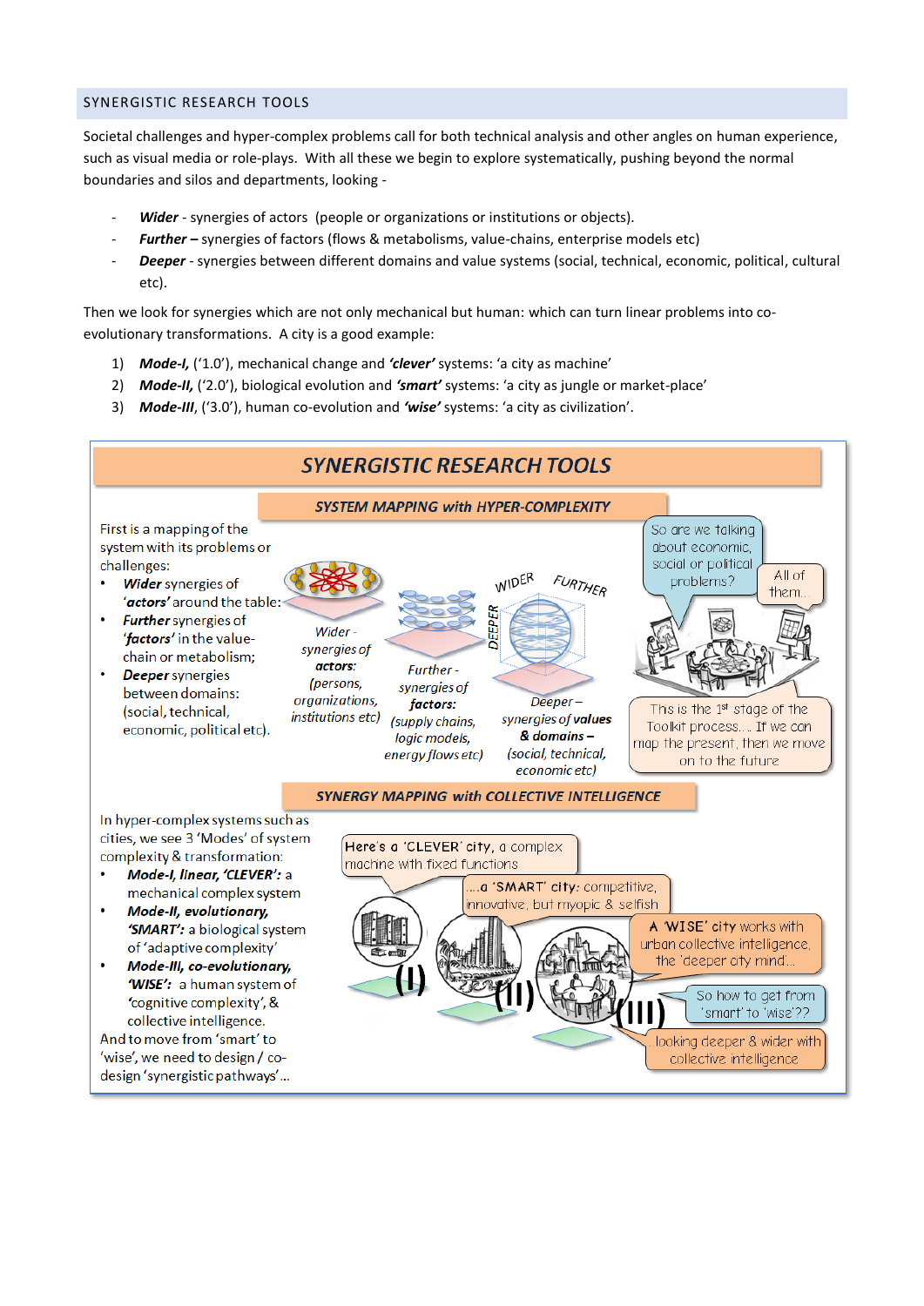## SYNERGISTIC RESEARCH TOOLS

Societal challenges and hyper-complex problems call for both technical analysis and other angles on human experience, such as visual media or role-plays. With all these we begin to explore systematically, pushing beyond the normal boundaries and silos and departments, looking -

- ***Wider*** - synergies of actors (people or organizations or institutions or objects).
- ***Further*** – synergies of factors (flows & metabolisms, value-chains, enterprise models etc)
- ***Deeper*** - synergies between different domains and value systems (social, technical, economic, political, cultural etc).

Then we look for synergies which are not only mechanical but human: which can turn linear problems into co-evolutionary transformations. A city is a good example:

1) ***Mode-I,*** ('1.0'), mechanical change and ***'clever'*** systems: 'a city as machine'
2) ***Mode-II,*** ('2.0'), biological evolution and ***'smart'*** systems: 'a city as jungle or market-place'
3) ***Mode-III***, ('3.0'), human co-evolution and ***'wise'*** systems: 'a city as civilization'.

### *SYNERGISTIC RESEARCH TOOLS*

#### *SYSTEM MAPPING with HYPER-COMPLEXITY*

First is a mapping of the system with its problems or challenges:

- ***Wider*** synergies of ***'actors'*** around the table:
- ***Further*** synergies of ***'factors'*** in the value-chain or metabolism;
- ***Deeper*** synergies between domains: (social, technical, economic, political etc).

*Wider - synergies of **actors**: (persons, organizations, institutions etc)*

*Further - synergies of **factors**: (supply chains, logic models, energy flows etc)*

*Deeper – synergies of **values & domains** – (social, technical, economic etc)*

WIDER FURTHER DEEPER

So are we talking about economic, social or political problems?

All of them...

This is the 1st stage of the Toolkit process... If we can map the present, then we move on to the future

#### *SYNERGY MAPPING with COLLECTIVE INTELLIGENCE*

In hyper-complex systems such as cities, we see 3 'Modes' of system complexity & transformation:

- ***Mode-I, linear, 'CLEVER':*** a mechanical complex system
- ***Mode-II, evolutionary, 'SMART':*** a biological system of 'adaptive complexity'
- ***Mode-III, co-evolutionary, 'WISE':*** a human system of 'cognitive complexity', & collective intelligence.

And to move from 'smart' to 'wise', we need to design / co-design 'synergistic pathways'...

Here's a 'CLEVER' city, a complex machine with fixed functions

....a 'SMART' city: competitive, innovative, but myopic & selfish

A 'WISE' city works with urban collective intelligence, the 'deeper city mind'...

So how to get from 'smart' to 'wise'??

..looking deeper & wider with collective intelligence

(I) (II) (III)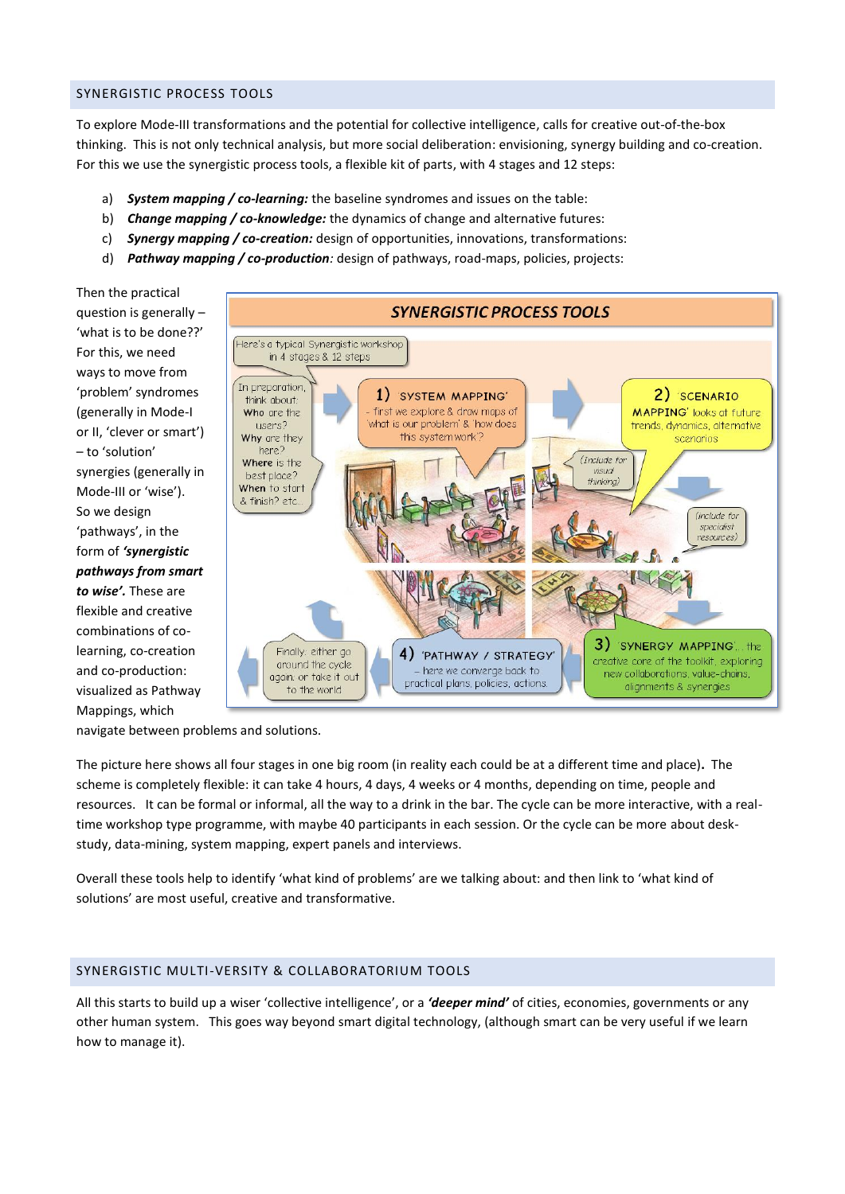## SYNERGISTIC PROCESS TOOLS

To explore Mode-III transformations and the potential for collective intelligence, calls for creative out-of-the-box thinking. This is not only technical analysis, but more social deliberation: envisioning, synergy building and co-creation. For this we use the synergistic process tools, a flexible kit of parts, with 4 stages and 12 steps:

a) ***System mapping / co-learning:*** the baseline syndromes and issues on the table:
b) ***Change mapping / co-knowledge:*** the dynamics of change and alternative futures:
c) ***Synergy mapping / co-creation:*** design of opportunities, innovations, transformations:
d) ***Pathway mapping / co-production****:* design of pathways, road-maps, policies, projects:

Then the practical question is generally – 'what is to be done??' For this, we need ways to move from 'problem' syndromes (generally in Mode-I or II, 'clever or smart') – to 'solution' synergies (generally in Mode-III or 'wise'). So we design 'pathways', in the form of ***'synergistic pathways from smart to wise'.*** These are flexible and creative combinations of co-learning, co-creation and co-production: visualized as Pathway Mappings, which navigate between problems and solutions.

The picture here shows all four stages in one big room (in reality each could be at a different time and place)**.** The scheme is completely flexible: it can take 4 hours, 4 days, 4 weeks or 4 months, depending on time, people and resources. It can be formal or informal, all the way to a drink in the bar. The cycle can be more interactive, with a real-time workshop type programme, with maybe 40 participants in each session. Or the cycle can be more about desk-study, data-mining, system mapping, expert panels and interviews.

Overall these tools help to identify 'what kind of problems' are we talking about: and then link to 'what kind of solutions' are most useful, creative and transformative.

## SYNERGISTIC MULTI-VERSITY & COLLABORATORIUM TOOLS

All this starts to build up a wiser 'collective intelligence', or a ***'deeper mind'*** of cities, economies, governments or any other human system. This goes way beyond smart digital technology, (although smart can be very useful if we learn how to manage it).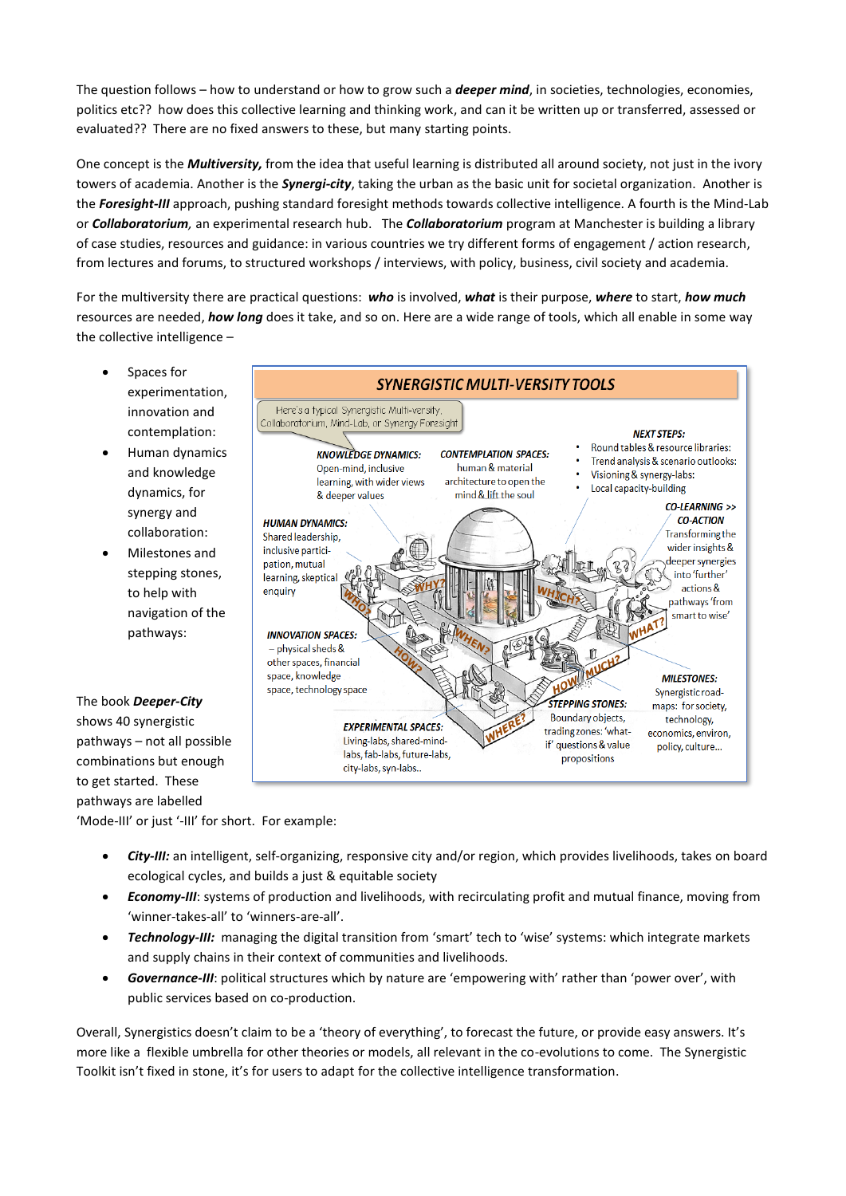The question follows – how to understand or how to grow such a ***deeper mind***, in societies, technologies, economies, politics etc?? how does this collective learning and thinking work, and can it be written up or transferred, assessed or evaluated?? There are no fixed answers to these, but many starting points.

One concept is the ***Multiversity,*** from the idea that useful learning is distributed all around society, not just in the ivory towers of academia. Another is the ***Synergi-city***, taking the urban as the basic unit for societal organization. Another is the ***Foresight-III*** approach, pushing standard foresight methods towards collective intelligence. A fourth is the Mind-Lab or ***Collaboratorium,*** an experimental research hub. The ***Collaboratorium*** program at Manchester is building a library of case studies, resources and guidance: in various countries we try different forms of engagement / action research, from lectures and forums, to structured workshops / interviews, with policy, business, civil society and academia.

For the multiversity there are practical questions: ***who*** is involved, ***what*** is their purpose, ***where*** to start, ***how much*** resources are needed, ***how long*** does it take, and so on. Here are a wide range of tools, which all enable in some way the collective intelligence –

- Spaces for experimentation, innovation and contemplation:
- Human dynamics and knowledge dynamics, for synergy and collaboration:
- Milestones and stepping stones, to help with navigation of the pathways:

***SYNERGISTIC MULTI-VERSITY TOOLS***

Here's a typical Synergistic Multi-versity, Collaboratorium, Mind-Lab, or Synergy Foresight

***KNOWLEDGE DYNAMICS:*** Open-mind, inclusive learning, with wider views & deeper values

***CONTEMPLATION SPACES:*** human & material architecture to open the mind & lift the soul

***NEXT STEPS:***
- Round tables & resource libraries:
- Trend analysis & scenario outlooks:
- Visioning & synergy-labs:
- Local capacity-building

***CO-LEARNING >> CO-ACTION*** Transforming the wider insights & deeper synergies into 'further' actions & pathways 'from smart to wise'

***HUMAN DYNAMICS:*** Shared leadership, inclusive partici-pation, mutual learning, skeptical enquiry

***INNOVATION SPACES:*** – physical sheds & other spaces, financial space, knowledge space, technology space

***EXPERIMENTAL SPACES:*** Living-labs, shared-mind-labs, fab-labs, future-labs, city-labs, syn-labs..

***STEPPING STONES:*** Boundary objects, trading zones: 'what-if' questions & value propositions

***MILESTONES:*** Synergistic road-maps: for society, technology, economics, environ, policy, culture...

WHO? WHY? WHICH? WHAT? WHEN? HOW? HOW MUCH? WHERE?

The book ***Deeper-City*** shows 40 synergistic pathways – not all possible combinations but enough to get started. These pathways are labelled 'Mode-III' or just '-III' for short. For example:

- ***City-III:*** an intelligent, self-organizing, responsive city and/or region, which provides livelihoods, takes on board ecological cycles, and builds a just & equitable society
- ***Economy-III***: systems of production and livelihoods, with recirculating profit and mutual finance, moving from 'winner-takes-all' to 'winners-are-all'.
- ***Technology-III:*** managing the digital transition from 'smart' tech to 'wise' systems: which integrate markets and supply chains in their context of communities and livelihoods.
- ***Governance-III***: political structures which by nature are 'empowering with' rather than 'power over', with public services based on co-production.

Overall, Synergistics doesn't claim to be a 'theory of everything', to forecast the future, or provide easy answers. It's more like a flexible umbrella for other theories or models, all relevant in the co-evolutions to come. The Synergistic Toolkit isn't fixed in stone, it's for users to adapt for the collective intelligence transformation.